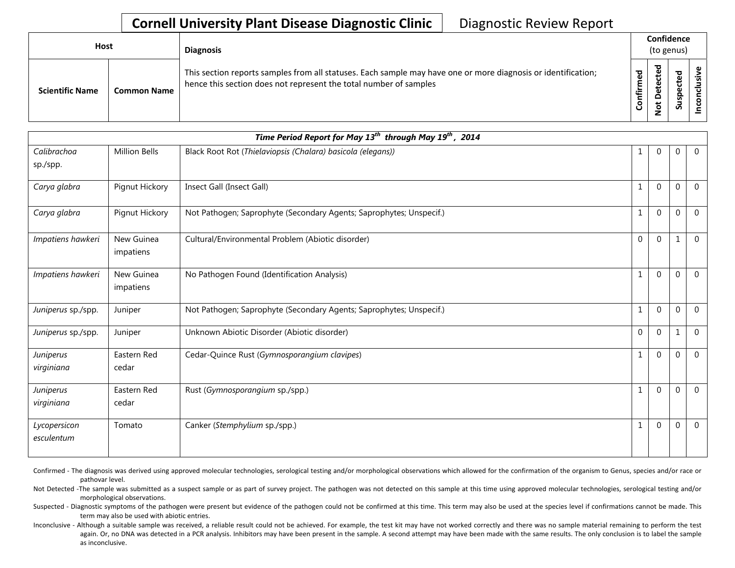# Cornell University Plant Disease Diagnostic Clinic — Diagnostic Review Report

| Host | | Diagnosis | Confidence (to genus) | | | |
|---|---|---|---|---|---|---|
| Scientific Name | Common Name | This section reports samples from all statuses. Each sample may have one or more diagnosis or identification; hence this section does not represent the total number of samples | Confirmed | Not Detected | Suspected | Inconclusive |

| *Time Period Report for May 13th through May 19th, 2014* | | | | | | |
|---|---|---|---|---|---|---|
| *Calibrachoa* sp./spp. | Million Bells | Black Root Rot (*Thielaviopsis (Chalara) basicola (elegans)*) | 1 | 0 | 0 | 0 |
| *Carya glabra* | Pignut Hickory | Insect Gall (Insect Gall) | 1 | 0 | 0 | 0 |
| *Carya glabra* | Pignut Hickory | Not Pathogen; Saprophyte (Secondary Agents; Saprophytes; Unspecif.) | 1 | 0 | 0 | 0 |
| *Impatiens hawkeri* | New Guinea impatiens | Cultural/Environmental Problem (Abiotic disorder) | 0 | 0 | 1 | 0 |
| *Impatiens hawkeri* | New Guinea impatiens | No Pathogen Found (Identification Analysis) | 1 | 0 | 0 | 0 |
| *Juniperus* sp./spp. | Juniper | Not Pathogen; Saprophyte (Secondary Agents; Saprophytes; Unspecif.) | 1 | 0 | 0 | 0 |
| *Juniperus* sp./spp. | Juniper | Unknown Abiotic Disorder (Abiotic disorder) | 0 | 0 | 1 | 0 |
| *Juniperus virginiana* | Eastern Red cedar | Cedar-Quince Rust (*Gymnosporangium clavipes*) | 1 | 0 | 0 | 0 |
| *Juniperus virginiana* | Eastern Red cedar | Rust (*Gymnosporangium* sp./spp.) | 1 | 0 | 0 | 0 |
| *Lycopersicon esculentum* | Tomato | Canker (*Stemphylium* sp./spp.) | 1 | 0 | 0 | 0 |

Confirmed - The diagnosis was derived using approved molecular technologies, serological testing and/or morphological observations which allowed for the confirmation of the organism to Genus, species and/or race or pathovar level.

Not Detected -The sample was submitted as a suspect sample or as part of survey project. The pathogen was not detected on this sample at this time using approved molecular technologies, serological testing and/or morphological observations.

Suspected - Diagnostic symptoms of the pathogen were present but evidence of the pathogen could not be confirmed at this time. This term may also be used at the species level if confirmations cannot be made. This term may also be used with abiotic entries.

Inconclusive - Although a suitable sample was received, a reliable result could not be achieved. For example, the test kit may have not worked correctly and there was no sample material remaining to perform the test again. Or, no DNA was detected in a PCR analysis. Inhibitors may have been present in the sample. A second attempt may have been made with the same results. The only conclusion is to label the sample as inconclusive.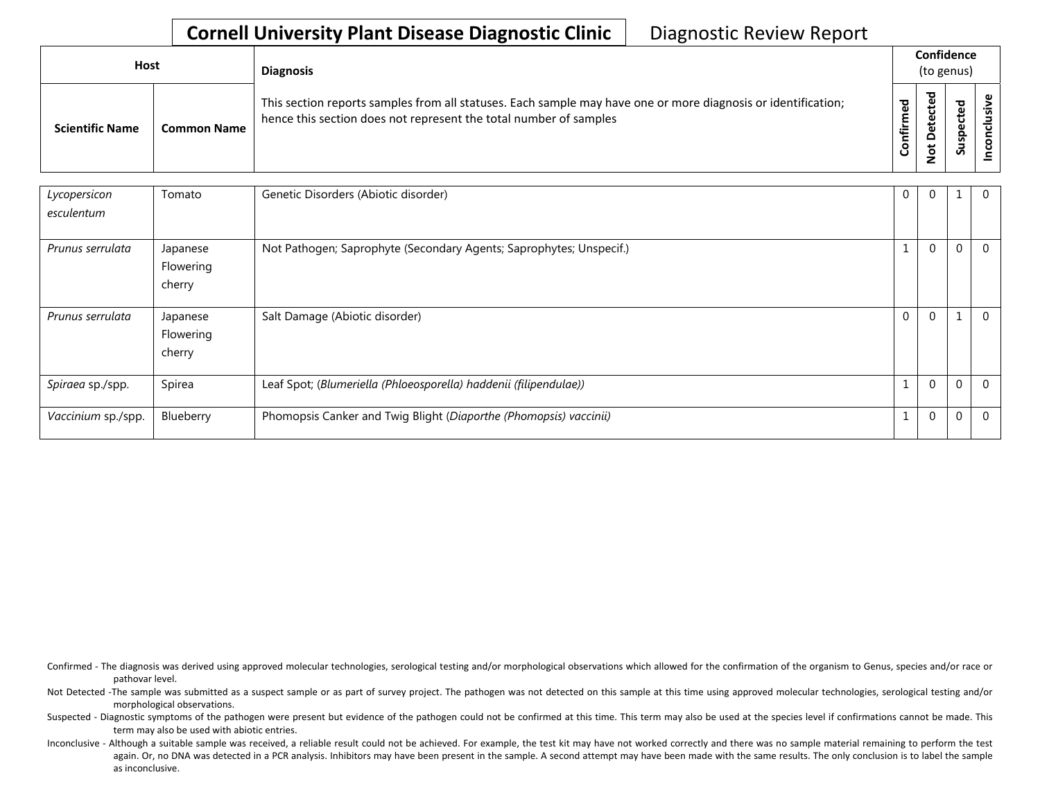**Cornell University Plant Disease Diagnostic Clinic** Diagnostic Review Report

| Host | | Diagnosis | Confidence (to genus) | | | |
|---|---|---|---|---|---|---|
| Scientific Name | Common Name | This section reports samples from all statuses. Each sample may have one or more diagnosis or identification; hence this section does not represent the total number of samples | Confirmed | Not Detected | Suspected | Inconclusive |
| *Lycopersicon esculentum* | Tomato | Genetic Disorders (Abiotic disorder) | 0 | 0 | 1 | 0 |
| *Prunus serrulata* | Japanese Flowering cherry | Not Pathogen; Saprophyte (Secondary Agents; Saprophytes; Unspecif.) | 1 | 0 | 0 | 0 |
| *Prunus serrulata* | Japanese Flowering cherry | Salt Damage (Abiotic disorder) | 0 | 0 | 1 | 0 |
| *Spiraea* sp./spp. | Spirea | Leaf Spot; (*Blumeriella (Phloeosporella) haddenii (filipendulae)*) | 1 | 0 | 0 | 0 |
| *Vaccinium* sp./spp. | Blueberry | Phomopsis Canker and Twig Blight (*Diaporthe (Phomopsis) vaccinii*) | 1 | 0 | 0 | 0 |

Confirmed - The diagnosis was derived using approved molecular technologies, serological testing and/or morphological observations which allowed for the confirmation of the organism to Genus, species and/or race or pathovar level.

Not Detected -The sample was submitted as a suspect sample or as part of survey project. The pathogen was not detected on this sample at this time using approved molecular technologies, serological testing and/or morphological observations.

Suspected - Diagnostic symptoms of the pathogen were present but evidence of the pathogen could not be confirmed at this time. This term may also be used at the species level if confirmations cannot be made. This term may also be used with abiotic entries.

Inconclusive - Although a suitable sample was received, a reliable result could not be achieved. For example, the test kit may have not worked correctly and there was no sample material remaining to perform the test again. Or, no DNA was detected in a PCR analysis. Inhibitors may have been present in the sample. A second attempt may have been made with the same results. The only conclusion is to label the sample as inconclusive.